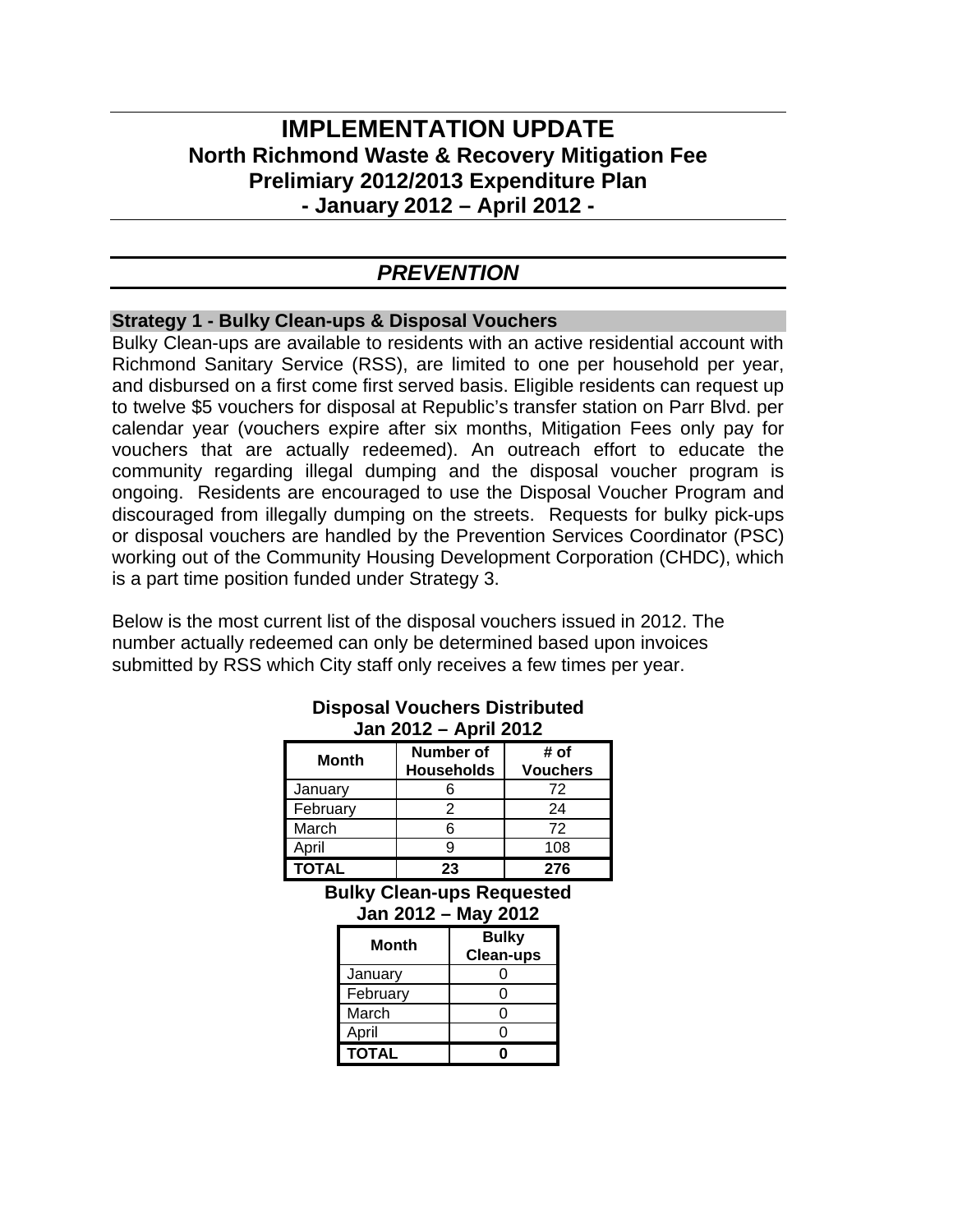# IMPLEMENTATION UPDATE
## North Richmond Waste & Recovery Mitigation Fee
## Prelimiary 2012/2013 Expenditure Plan
## - January 2012 – April 2012 -

## *PREVENTION*

### Strategy 1 - Bulky Clean-ups & Disposal Vouchers

Bulky Clean-ups are available to residents with an active residential account with Richmond Sanitary Service (RSS), are limited to one per household per year, and disbursed on a first come first served basis. Eligible residents can request up to twelve $5 vouchers for disposal at Republic's transfer station on Parr Blvd. per calendar year (vouchers expire after six months, Mitigation Fees only pay for vouchers that are actually redeemed). An outreach effort to educate the community regarding illegal dumping and the disposal voucher program is ongoing. Residents are encouraged to use the Disposal Voucher Program and discouraged from illegally dumping on the streets. Requests for bulky pick-ups or disposal vouchers are handled by the Prevention Services Coordinator (PSC) working out of the Community Housing Development Corporation (CHDC), which is a part time position funded under Strategy 3.

Below is the most current list of the disposal vouchers issued in 2012. The number actually redeemed can only be determined based upon invoices submitted by RSS which City staff only receives a few times per year.

**Disposal Vouchers Distributed**
**Jan 2012 – April 2012**

| Month | Number of Households | # of Vouchers |
|---|---|---|
| January | 6 | 72 |
| February | 2 | 24 |
| March | 6 | 72 |
| April | 9 | 108 |
| **TOTAL** | **23** | **276** |

**Bulky Clean-ups Requested**
**Jan 2012 – May 2012**

| Month | Bulky Clean-ups |
|---|---|
| January | 0 |
| February | 0 |
| March | 0 |
| April | 0 |
| **TOTAL** | **0** |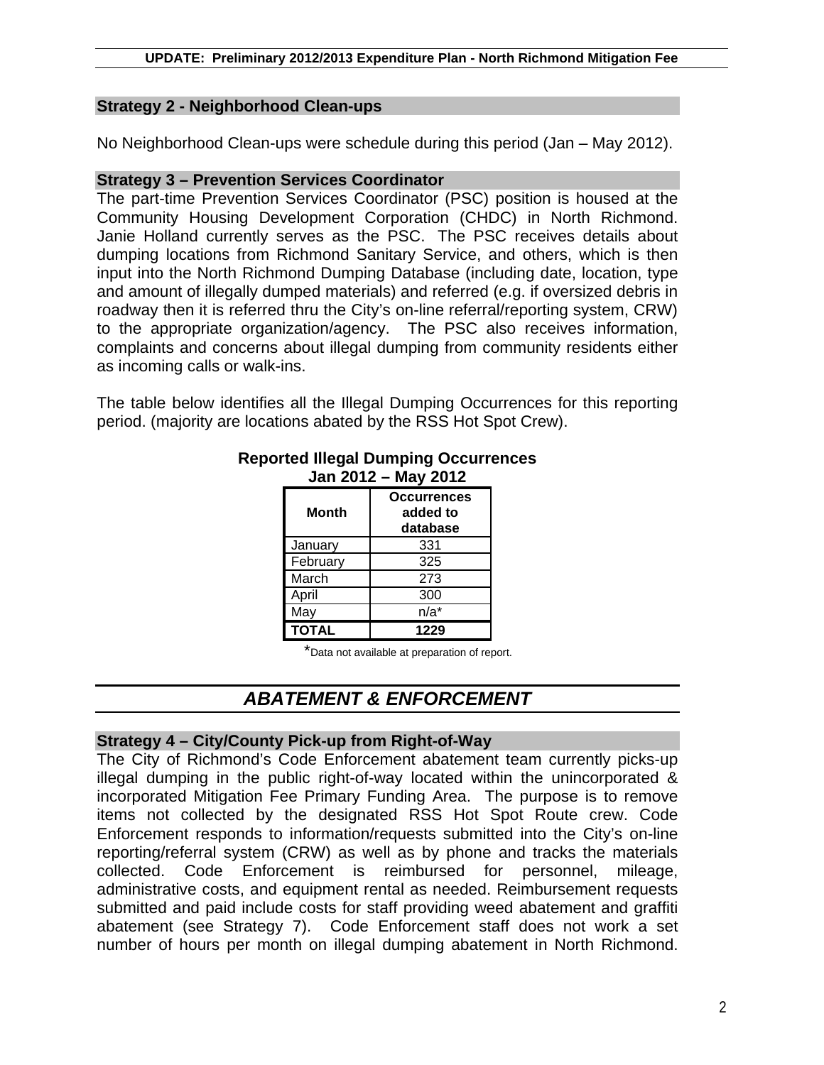### Strategy 2 - Neighborhood Clean-ups

No Neighborhood Clean-ups were schedule during this period (Jan – May 2012).

### Strategy 3 – Prevention Services Coordinator

The part-time Prevention Services Coordinator (PSC) position is housed at the Community Housing Development Corporation (CHDC) in North Richmond. Janie Holland currently serves as the PSC. The PSC receives details about dumping locations from Richmond Sanitary Service, and others, which is then input into the North Richmond Dumping Database (including date, location, type and amount of illegally dumped materials) and referred (e.g. if oversized debris in roadway then it is referred thru the City's on-line referral/reporting system, CRW) to the appropriate organization/agency. The PSC also receives information, complaints and concerns about illegal dumping from community residents either as incoming calls or walk-ins.

The table below identifies all the Illegal Dumping Occurrences for this reporting period. (majority are locations abated by the RSS Hot Spot Crew).

**Reported Illegal Dumping Occurrences**
**Jan 2012 – May 2012**

| Month | Occurrences added to database |
|---|---|
| January | 331 |
| February | 325 |
| March | 273 |
| April | 300 |
| May | n/a* |
| **TOTAL** | **1229** |

*Data not available at preparation of report.

## *ABATEMENT & ENFORCEMENT*

### Strategy 4 – City/County Pick-up from Right-of-Way

The City of Richmond's Code Enforcement abatement team currently picks-up illegal dumping in the public right-of-way located within the unincorporated & incorporated Mitigation Fee Primary Funding Area. The purpose is to remove items not collected by the designated RSS Hot Spot Route crew. Code Enforcement responds to information/requests submitted into the City's on-line reporting/referral system (CRW) as well as by phone and tracks the materials collected. Code Enforcement is reimbursed for personnel, mileage, administrative costs, and equipment rental as needed. Reimbursement requests submitted and paid include costs for staff providing weed abatement and graffiti abatement (see Strategy 7). Code Enforcement staff does not work a set number of hours per month on illegal dumping abatement in North Richmond.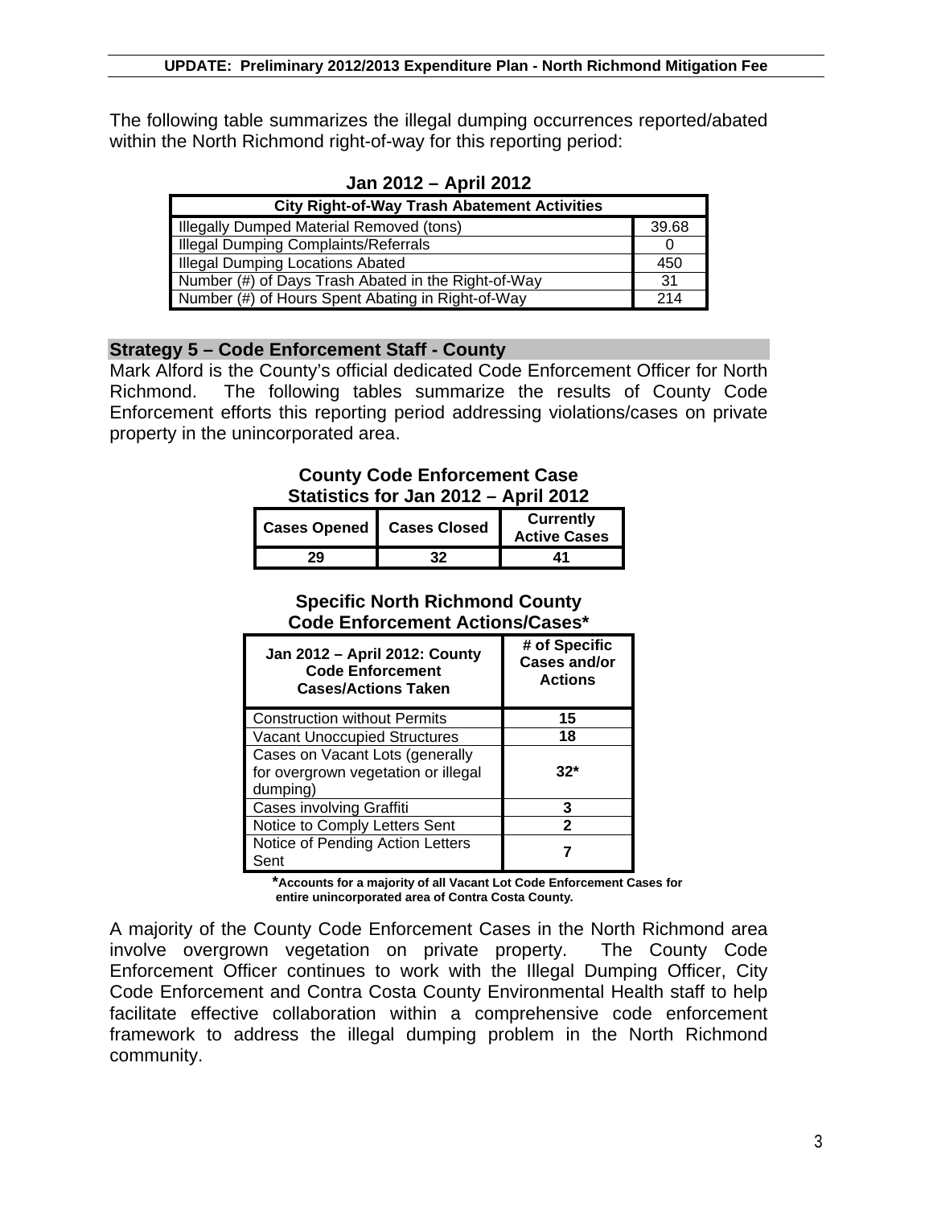The following table summarizes the illegal dumping occurrences reported/abated within the North Richmond right-of-way for this reporting period:

**Jan 2012 – April 2012**

| City Right-of-Way Trash Abatement Activities | |
|---|---|
| Illegally Dumped Material Removed (tons) | 39.68 |
| Illegal Dumping Complaints/Referrals | 0 |
| Illegal Dumping Locations Abated | 450 |
| Number (#) of Days Trash Abated in the Right-of-Way | 31 |
| Number (#) of Hours Spent Abating in Right-of-Way | 214 |

## Strategy 5 – Code Enforcement Staff - County

Mark Alford is the County's official dedicated Code Enforcement Officer for North Richmond. The following tables summarize the results of County Code Enforcement efforts this reporting period addressing violations/cases on private property in the unincorporated area.

**County Code Enforcement Case Statistics for Jan 2012 – April 2012**

| Cases Opened | Cases Closed | Currently Active Cases |
|---|---|---|
| 29 | 32 | 41 |

**Specific North Richmond County Code Enforcement Actions/Cases***

| Jan 2012 – April 2012: County Code Enforcement Cases/Actions Taken | # of Specific Cases and/or Actions |
|---|---|
| Construction without Permits | 15 |
| Vacant Unoccupied Structures | 18 |
| Cases on Vacant Lots (generally for overgrown vegetation or illegal dumping) | 32* |
| Cases involving Graffiti | 3 |
| Notice to Comply Letters Sent | 2 |
| Notice of Pending Action Letters Sent | 7 |

***Accounts for a majority of all Vacant Lot Code Enforcement Cases for entire unincorporated area of Contra Costa County.**

A majority of the County Code Enforcement Cases in the North Richmond area involve overgrown vegetation on private property. The County Code Enforcement Officer continues to work with the Illegal Dumping Officer, City Code Enforcement and Contra Costa County Environmental Health staff to help facilitate effective collaboration within a comprehensive code enforcement framework to address the illegal dumping problem in the North Richmond community.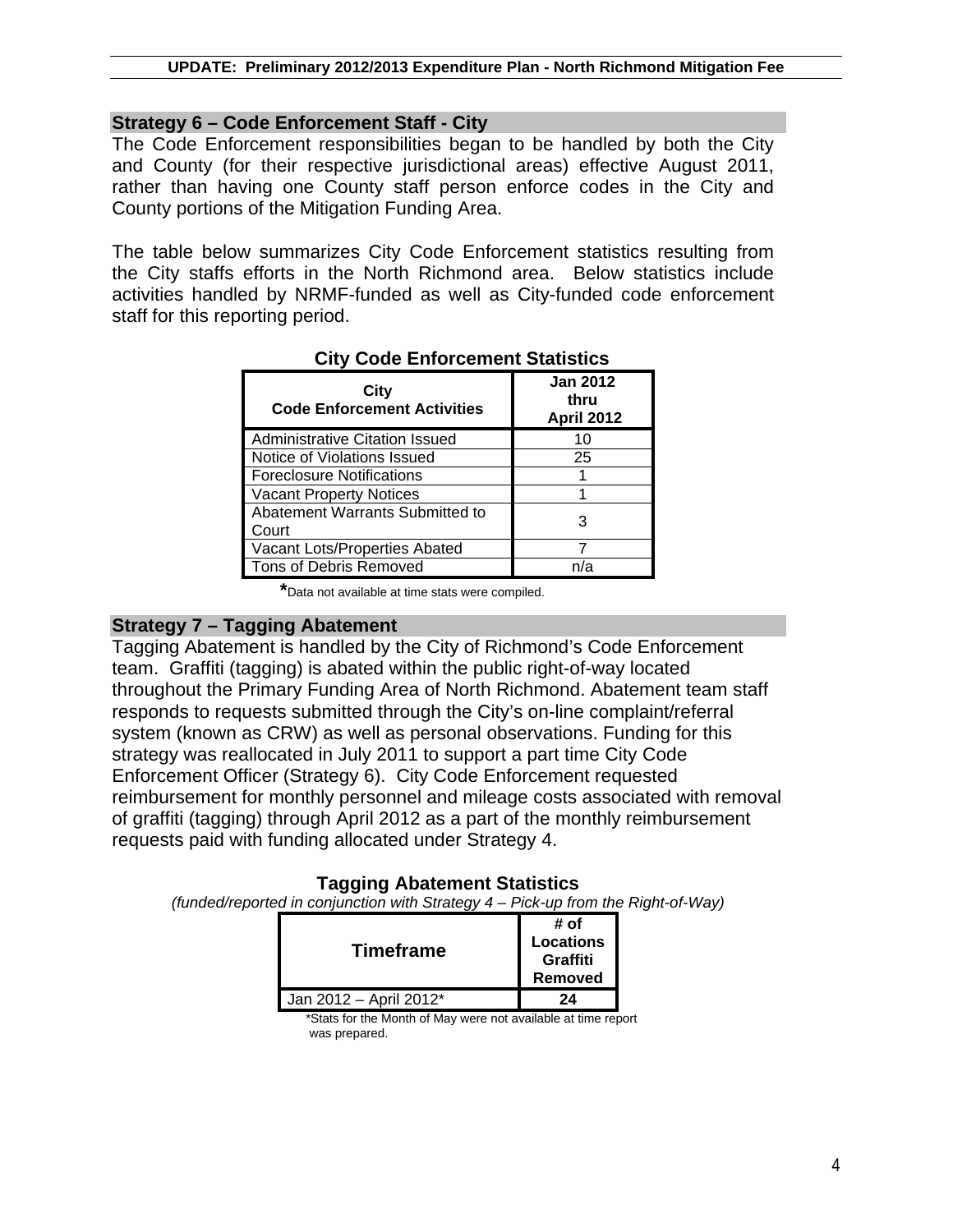## Strategy 6 – Code Enforcement Staff - City

The Code Enforcement responsibilities began to be handled by both the City and County (for their respective jurisdictional areas) effective August 2011, rather than having one County staff person enforce codes in the City and County portions of the Mitigation Funding Area.

The table below summarizes City Code Enforcement statistics resulting from the City staffs efforts in the North Richmond area. Below statistics include activities handled by NRMF-funded as well as City-funded code enforcement staff for this reporting period.

**City Code Enforcement Statistics**

| City Code Enforcement Activities | Jan 2012 thru April 2012 |
|---|---|
| Administrative Citation Issued | 10 |
| Notice of Violations Issued | 25 |
| Foreclosure Notifications | 1 |
| Vacant Property Notices | 1 |
| Abatement Warrants Submitted to Court | 3 |
| Vacant Lots/Properties Abated | 7 |
| Tons of Debris Removed | n/a |

*Data not available at time stats were compiled.

## Strategy 7 – Tagging Abatement

Tagging Abatement is handled by the City of Richmond's Code Enforcement team. Graffiti (tagging) is abated within the public right-of-way located throughout the Primary Funding Area of North Richmond. Abatement team staff responds to requests submitted through the City's on-line complaint/referral system (known as CRW) as well as personal observations. Funding for this strategy was reallocated in July 2011 to support a part time City Code Enforcement Officer (Strategy 6). City Code Enforcement requested reimbursement for monthly personnel and mileage costs associated with removal of graffiti (tagging) through April 2012 as a part of the monthly reimbursement requests paid with funding allocated under Strategy 4.

**Tagging Abatement Statistics**

*(funded/reported in conjunction with Strategy 4 – Pick-up from the Right-of-Way)*

| Timeframe | # of Locations Graffiti Removed |
|---|---|
| Jan 2012 – April 2012* | **24** |

*Stats for the Month of May were not available at time report was prepared.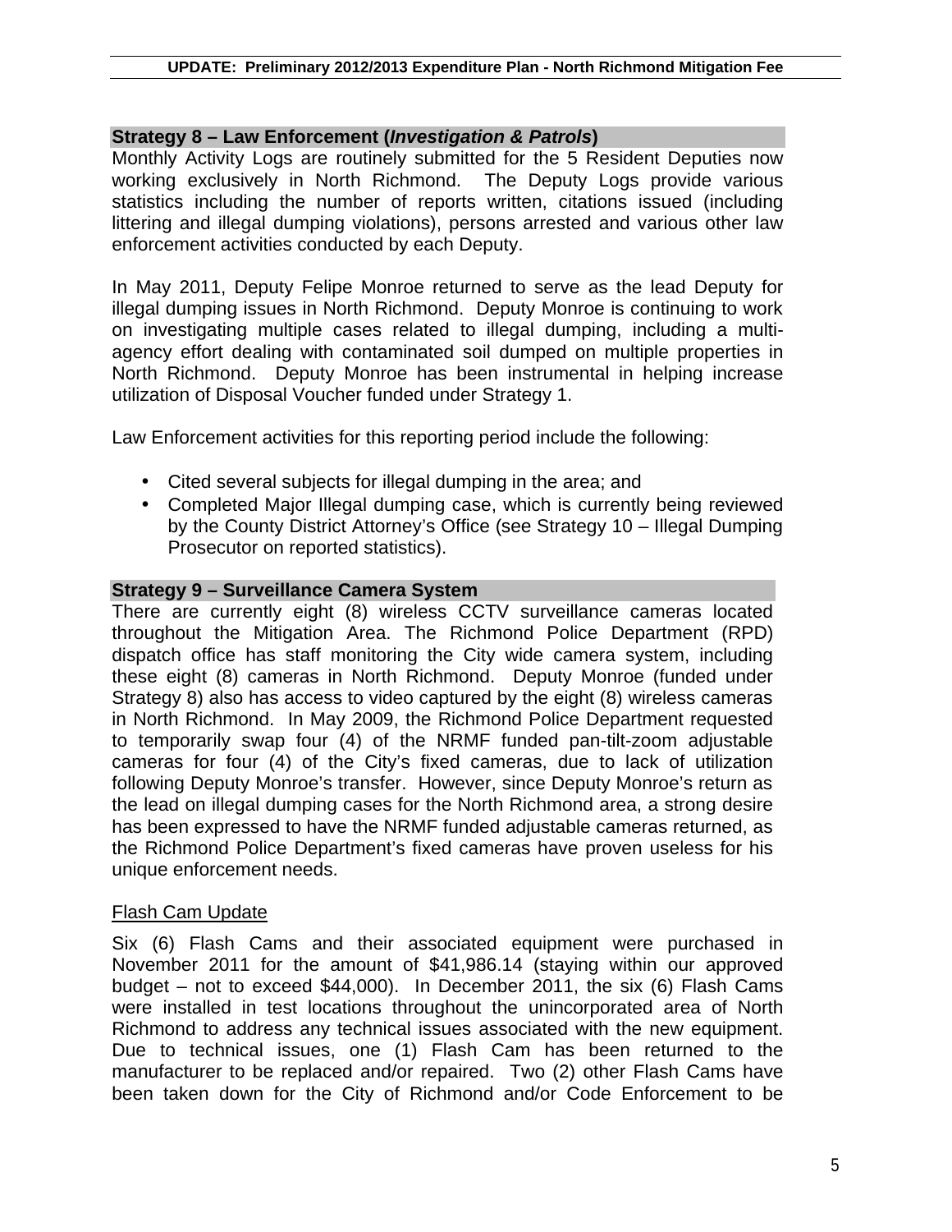### Strategy 8 – Law Enforcement (*Investigation & Patrols*)

Monthly Activity Logs are routinely submitted for the 5 Resident Deputies now working exclusively in North Richmond. The Deputy Logs provide various statistics including the number of reports written, citations issued (including littering and illegal dumping violations), persons arrested and various other law enforcement activities conducted by each Deputy.

In May 2011, Deputy Felipe Monroe returned to serve as the lead Deputy for illegal dumping issues in North Richmond. Deputy Monroe is continuing to work on investigating multiple cases related to illegal dumping, including a multi-agency effort dealing with contaminated soil dumped on multiple properties in North Richmond. Deputy Monroe has been instrumental in helping increase utilization of Disposal Voucher funded under Strategy 1.

Law Enforcement activities for this reporting period include the following:

- Cited several subjects for illegal dumping in the area; and
- Completed Major Illegal dumping case, which is currently being reviewed by the County District Attorney's Office (see Strategy 10 – Illegal Dumping Prosecutor on reported statistics).

### Strategy 9 – Surveillance Camera System

There are currently eight (8) wireless CCTV surveillance cameras located throughout the Mitigation Area. The Richmond Police Department (RPD) dispatch office has staff monitoring the City wide camera system, including these eight (8) cameras in North Richmond. Deputy Monroe (funded under Strategy 8) also has access to video captured by the eight (8) wireless cameras in North Richmond. In May 2009, the Richmond Police Department requested to temporarily swap four (4) of the NRMF funded pan-tilt-zoom adjustable cameras for four (4) of the City's fixed cameras, due to lack of utilization following Deputy Monroe's transfer. However, since Deputy Monroe's return as the lead on illegal dumping cases for the North Richmond area, a strong desire has been expressed to have the NRMF funded adjustable cameras returned, as the Richmond Police Department's fixed cameras have proven useless for his unique enforcement needs.

<u>Flash Cam Update</u>

Six (6) Flash Cams and their associated equipment were purchased in November 2011 for the amount of $41,986.14 (staying within our approved budget – not to exceed $44,000). In December 2011, the six (6) Flash Cams were installed in test locations throughout the unincorporated area of North Richmond to address any technical issues associated with the new equipment. Due to technical issues, one (1) Flash Cam has been returned to the manufacturer to be replaced and/or repaired. Two (2) other Flash Cams have been taken down for the City of Richmond and/or Code Enforcement to be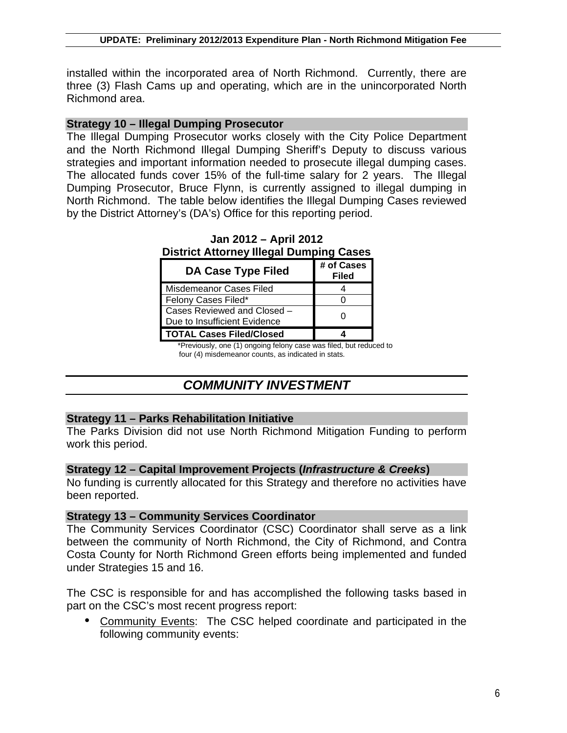installed within the incorporated area of North Richmond. Currently, there are three (3) Flash Cams up and operating, which are in the unincorporated North Richmond area.

### Strategy 10 – Illegal Dumping Prosecutor

The Illegal Dumping Prosecutor works closely with the City Police Department and the North Richmond Illegal Dumping Sheriff's Deputy to discuss various strategies and important information needed to prosecute illegal dumping cases. The allocated funds cover 15% of the full-time salary for 2 years. The Illegal Dumping Prosecutor, Bruce Flynn, is currently assigned to illegal dumping in North Richmond. The table below identifies the Illegal Dumping Cases reviewed by the District Attorney's (DA's) Office for this reporting period.

**Jan 2012 – April 2012**
**District Attorney Illegal Dumping Cases**

| DA Case Type Filed | # of Cases Filed |
|---|---|
| Misdemeanor Cases Filed | 4 |
| Felony Cases Filed* | 0 |
| Cases Reviewed and Closed – Due to Insufficient Evidence | 0 |
| **TOTAL Cases Filed/Closed** | **4** |

*Previously, one (1) ongoing felony case was filed, but reduced to four (4) misdemeanor counts, as indicated in stats.

## *COMMUNITY INVESTMENT*

### Strategy 11 – Parks Rehabilitation Initiative

The Parks Division did not use North Richmond Mitigation Funding to perform work this period.

### Strategy 12 – Capital Improvement Projects (*Infrastructure & Creeks*)

No funding is currently allocated for this Strategy and therefore no activities have been reported.

### Strategy 13 – Community Services Coordinator

The Community Services Coordinator (CSC) Coordinator shall serve as a link between the community of North Richmond, the City of Richmond, and Contra Costa County for North Richmond Green efforts being implemented and funded under Strategies 15 and 16.

The CSC is responsible for and has accomplished the following tasks based in part on the CSC's most recent progress report:

- Community Events: The CSC helped coordinate and participated in the following community events: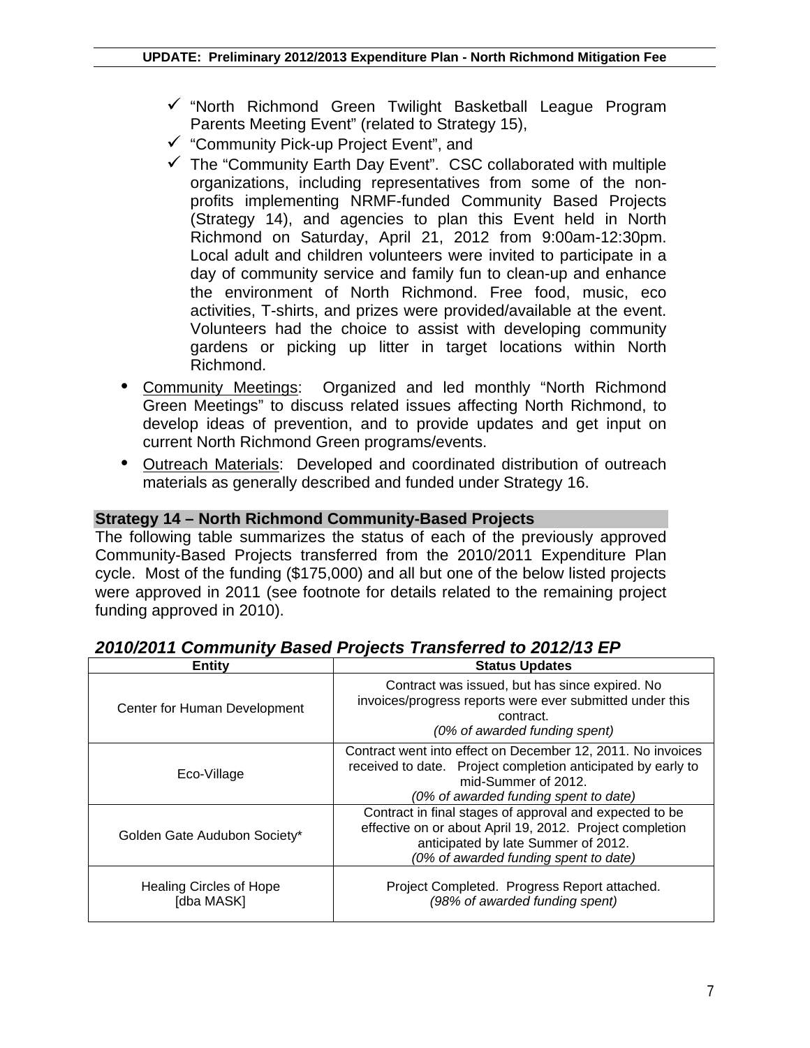- ✓ "North Richmond Green Twilight Basketball League Program Parents Meeting Event" (related to Strategy 15),
- ✓ "Community Pick-up Project Event", and
- ✓ The "Community Earth Day Event". CSC collaborated with multiple organizations, including representatives from some of the non-profits implementing NRMF-funded Community Based Projects (Strategy 14), and agencies to plan this Event held in North Richmond on Saturday, April 21, 2012 from 9:00am-12:30pm. Local adult and children volunteers were invited to participate in a day of community service and family fun to clean-up and enhance the environment of North Richmond. Free food, music, eco activities, T-shirts, and prizes were provided/available at the event. Volunteers had the choice to assist with developing community gardens or picking up litter in target locations within North Richmond.

- Community Meetings: Organized and led monthly "North Richmond Green Meetings" to discuss related issues affecting North Richmond, to develop ideas of prevention, and to provide updates and get input on current North Richmond Green programs/events.
- Outreach Materials: Developed and coordinated distribution of outreach materials as generally described and funded under Strategy 16.

**Strategy 14 – North Richmond Community-Based Projects**

The following table summarizes the status of each of the previously approved Community-Based Projects transferred from the 2010/2011 Expenditure Plan cycle. Most of the funding ($175,000) and all but one of the below listed projects were approved in 2011 (see footnote for details related to the remaining project funding approved in 2010).

***2010/2011 Community Based Projects Transferred to 2012/13 EP***

| Entity | Status Updates |
|---|---|
| Center for Human Development | Contract was issued, but has since expired. No invoices/progress reports were ever submitted under this contract. *(0% of awarded funding spent)* |
| Eco-Village | Contract went into effect on December 12, 2011. No invoices received to date. Project completion anticipated by early to mid-Summer of 2012. *(0% of awarded funding spent to date)* |
| Golden Gate Audubon Society* | Contract in final stages of approval and expected to be effective on or about April 19, 2012. Project completion anticipated by late Summer of 2012. *(0% of awarded funding spent to date)* |
| Healing Circles of Hope [dba MASK] | Project Completed. Progress Report attached. *(98% of awarded funding spent)* |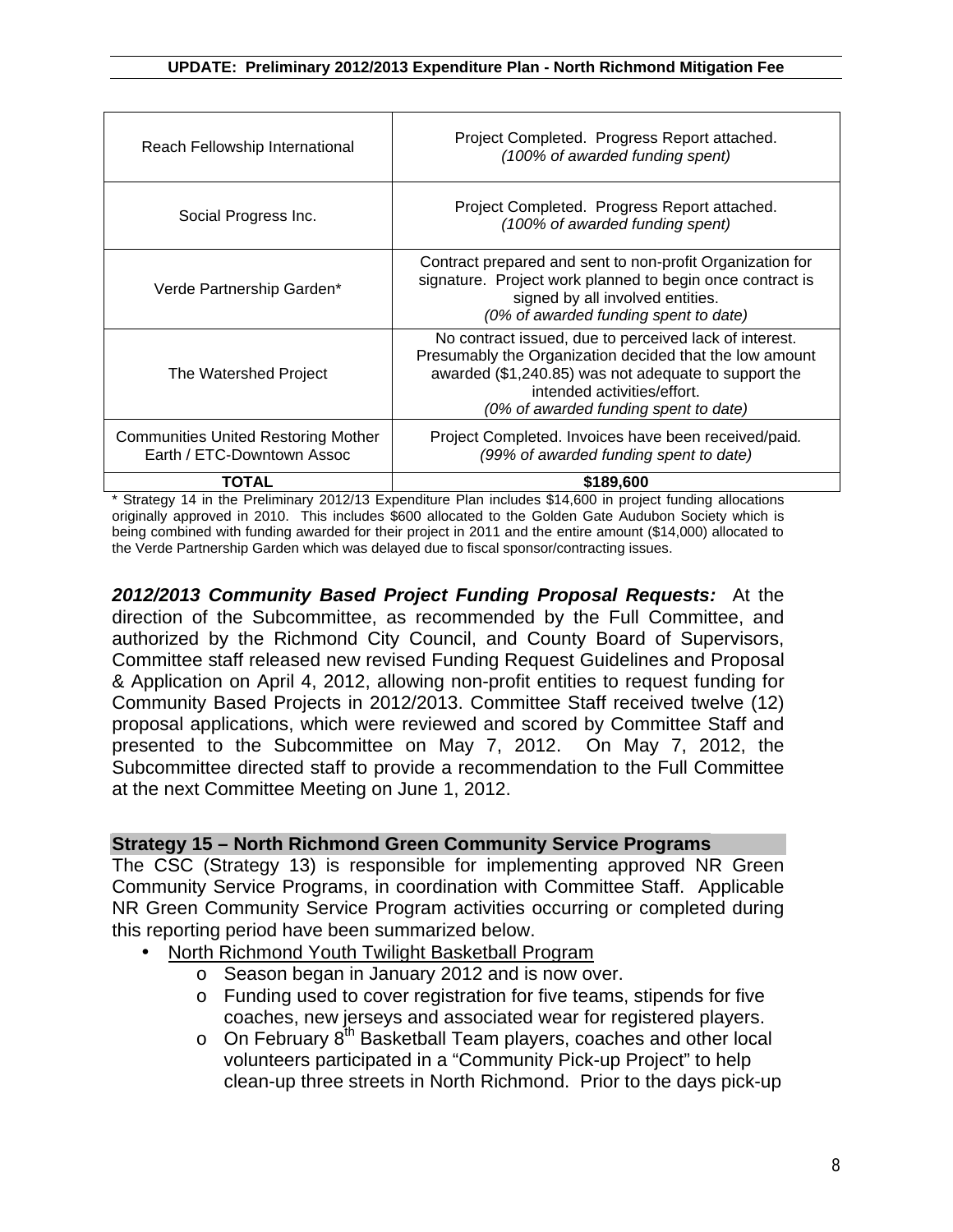| Reach Fellowship International | Project Completed. Progress Report attached. *(100% of awarded funding spent)* |
|---|---|
| Social Progress Inc. | Project Completed. Progress Report attached. *(100% of awarded funding spent)* |
| Verde Partnership Garden* | Contract prepared and sent to non-profit Organization for signature. Project work planned to begin once contract is signed by all involved entities. *(0% of awarded funding spent to date)* |
| The Watershed Project | No contract issued, due to perceived lack of interest. Presumably the Organization decided that the low amount awarded ($1,240.85) was not adequate to support the intended activities/effort. *(0% of awarded funding spent to date)* |
| Communities United Restoring Mother Earth / ETC-Downtown Assoc | Project Completed. Invoices have been received/paid. *(99% of awarded funding spent to date)* |
| **TOTAL** | **$189,600** |

* Strategy 14 in the Preliminary 2012/13 Expenditure Plan includes $14,600 in project funding allocations originally approved in 2010. This includes $600 allocated to the Golden Gate Audubon Society which is being combined with funding awarded for their project in 2011 and the entire amount ($14,000) allocated to the Verde Partnership Garden which was delayed due to fiscal sponsor/contracting issues.

***2012/2013 Community Based Project Funding Proposal Requests:*** At the direction of the Subcommittee, as recommended by the Full Committee, and authorized by the Richmond City Council, and County Board of Supervisors, Committee staff released new revised Funding Request Guidelines and Proposal & Application on April 4, 2012, allowing non-profit entities to request funding for Community Based Projects in 2012/2013. Committee Staff received twelve (12) proposal applications, which were reviewed and scored by Committee Staff and presented to the Subcommittee on May 7, 2012. On May 7, 2012, the Subcommittee directed staff to provide a recommendation to the Full Committee at the next Committee Meeting on June 1, 2012.

## Strategy 15 – North Richmond Green Community Service Programs

The CSC (Strategy 13) is responsible for implementing approved NR Green Community Service Programs, in coordination with Committee Staff. Applicable NR Green Community Service Program activities occurring or completed during this reporting period have been summarized below.

- North Richmond Youth Twilight Basketball Program
    - Season began in January 2012 and is now over.
    - Funding used to cover registration for five teams, stipends for five coaches, new jerseys and associated wear for registered players.
    - On February 8th Basketball Team players, coaches and other local volunteers participated in a "Community Pick-up Project" to help clean-up three streets in North Richmond. Prior to the days pick-up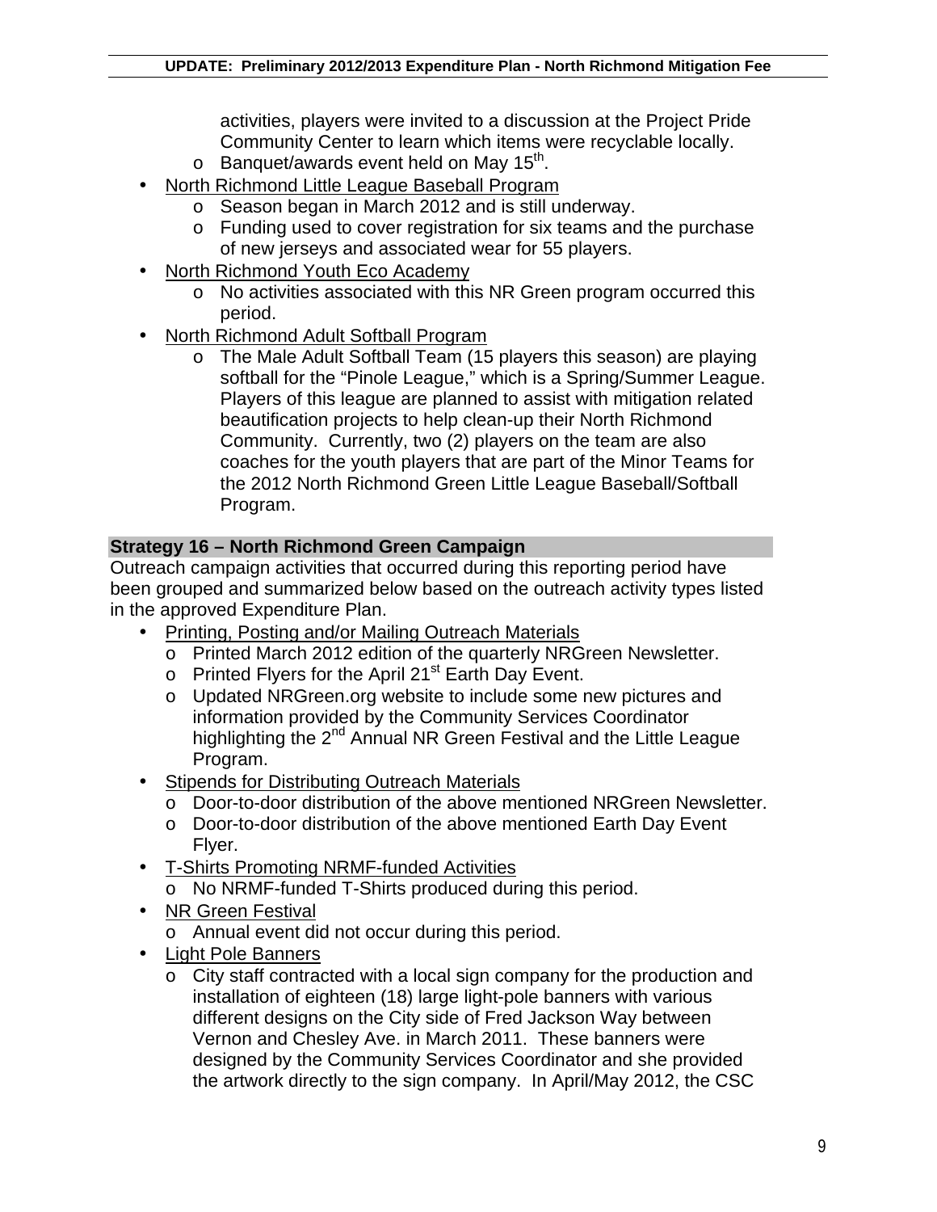activities, players were invited to a discussion at the Project Pride Community Center to learn which items were recyclable locally.
    - Banquet/awards event held on May 15th.
- North Richmond Little League Baseball Program
    - Season began in March 2012 and is still underway.
    - Funding used to cover registration for six teams and the purchase of new jerseys and associated wear for 55 players.
- North Richmond Youth Eco Academy
    - No activities associated with this NR Green program occurred this period.
- North Richmond Adult Softball Program
    - The Male Adult Softball Team (15 players this season) are playing softball for the “Pinole League,” which is a Spring/Summer League. Players of this league are planned to assist with mitigation related beautification projects to help clean-up their North Richmond Community. Currently, two (2) players on the team are also coaches for the youth players that are part of the Minor Teams for the 2012 North Richmond Green Little League Baseball/Softball Program.

**Strategy 16 – North Richmond Green Campaign**

Outreach campaign activities that occurred during this reporting period have been grouped and summarized below based on the outreach activity types listed in the approved Expenditure Plan.

- Printing, Posting and/or Mailing Outreach Materials
    - Printed March 2012 edition of the quarterly NRGreen Newsletter.
    - Printed Flyers for the April 21st Earth Day Event.
    - Updated NRGreen.org website to include some new pictures and information provided by the Community Services Coordinator highlighting the 2nd Annual NR Green Festival and the Little League Program.
- Stipends for Distributing Outreach Materials
    - Door-to-door distribution of the above mentioned NRGreen Newsletter.
    - Door-to-door distribution of the above mentioned Earth Day Event Flyer.
- T-Shirts Promoting NRMF-funded Activities
    - No NRMF-funded T-Shirts produced during this period.
- NR Green Festival
    - Annual event did not occur during this period.
- Light Pole Banners
    - City staff contracted with a local sign company for the production and installation of eighteen (18) large light-pole banners with various different designs on the City side of Fred Jackson Way between Vernon and Chesley Ave. in March 2011. These banners were designed by the Community Services Coordinator and she provided the artwork directly to the sign company. In April/May 2012, the CSC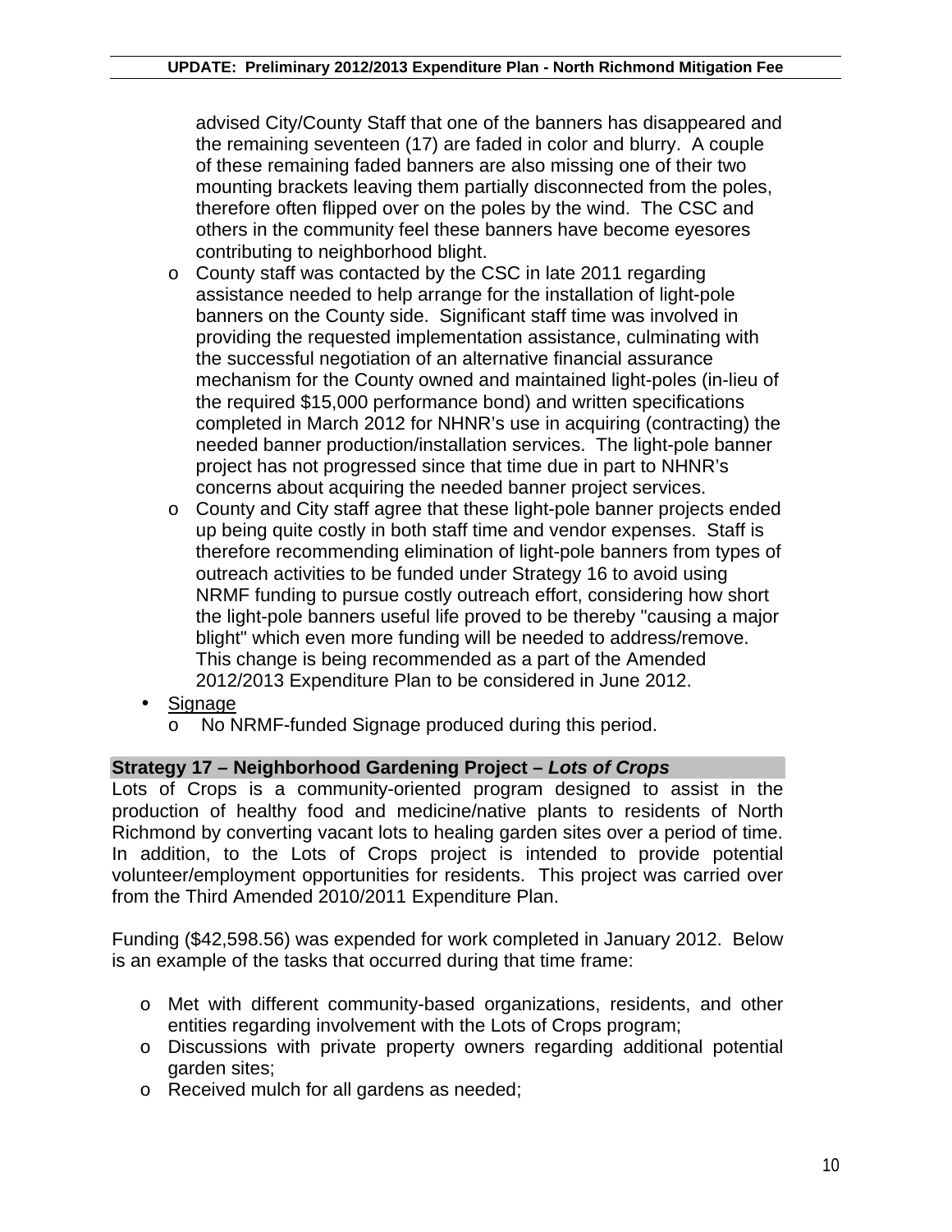advised City/County Staff that one of the banners has disappeared and the remaining seventeen (17) are faded in color and blurry. A couple of these remaining faded banners are also missing one of their two mounting brackets leaving them partially disconnected from the poles, therefore often flipped over on the poles by the wind. The CSC and others in the community feel these banners have become eyesores contributing to neighborhood blight.

  - County staff was contacted by the CSC in late 2011 regarding assistance needed to help arrange for the installation of light-pole banners on the County side. Significant staff time was involved in providing the requested implementation assistance, culminating with the successful negotiation of an alternative financial assurance mechanism for the County owned and maintained light-poles (in-lieu of the required $15,000 performance bond) and written specifications completed in March 2012 for NHNR's use in acquiring (contracting) the needed banner production/installation services. The light-pole banner project has not progressed since that time due in part to NHNR's concerns about acquiring the needed banner project services.
  - County and City staff agree that these light-pole banner projects ended up being quite costly in both staff time and vendor expenses. Staff is therefore recommending elimination of light-pole banners from types of outreach activities to be funded under Strategy 16 to avoid using NRMF funding to pursue costly outreach effort, considering how short the light-pole banners useful life proved to be thereby "causing a major blight" which even more funding will be needed to address/remove. This change is being recommended as a part of the Amended 2012/2013 Expenditure Plan to be considered in June 2012.

- Signage
  - No NRMF-funded Signage produced during this period.

## Strategy 17 – Neighborhood Gardening Project – *Lots of Crops*

Lots of Crops is a community-oriented program designed to assist in the production of healthy food and medicine/native plants to residents of North Richmond by converting vacant lots to healing garden sites over a period of time. In addition, to the Lots of Crops project is intended to provide potential volunteer/employment opportunities for residents. This project was carried over from the Third Amended 2010/2011 Expenditure Plan.

Funding ($42,598.56) was expended for work completed in January 2012. Below is an example of the tasks that occurred during that time frame:

- Met with different community-based organizations, residents, and other entities regarding involvement with the Lots of Crops program;
- Discussions with private property owners regarding additional potential garden sites;
- Received mulch for all gardens as needed;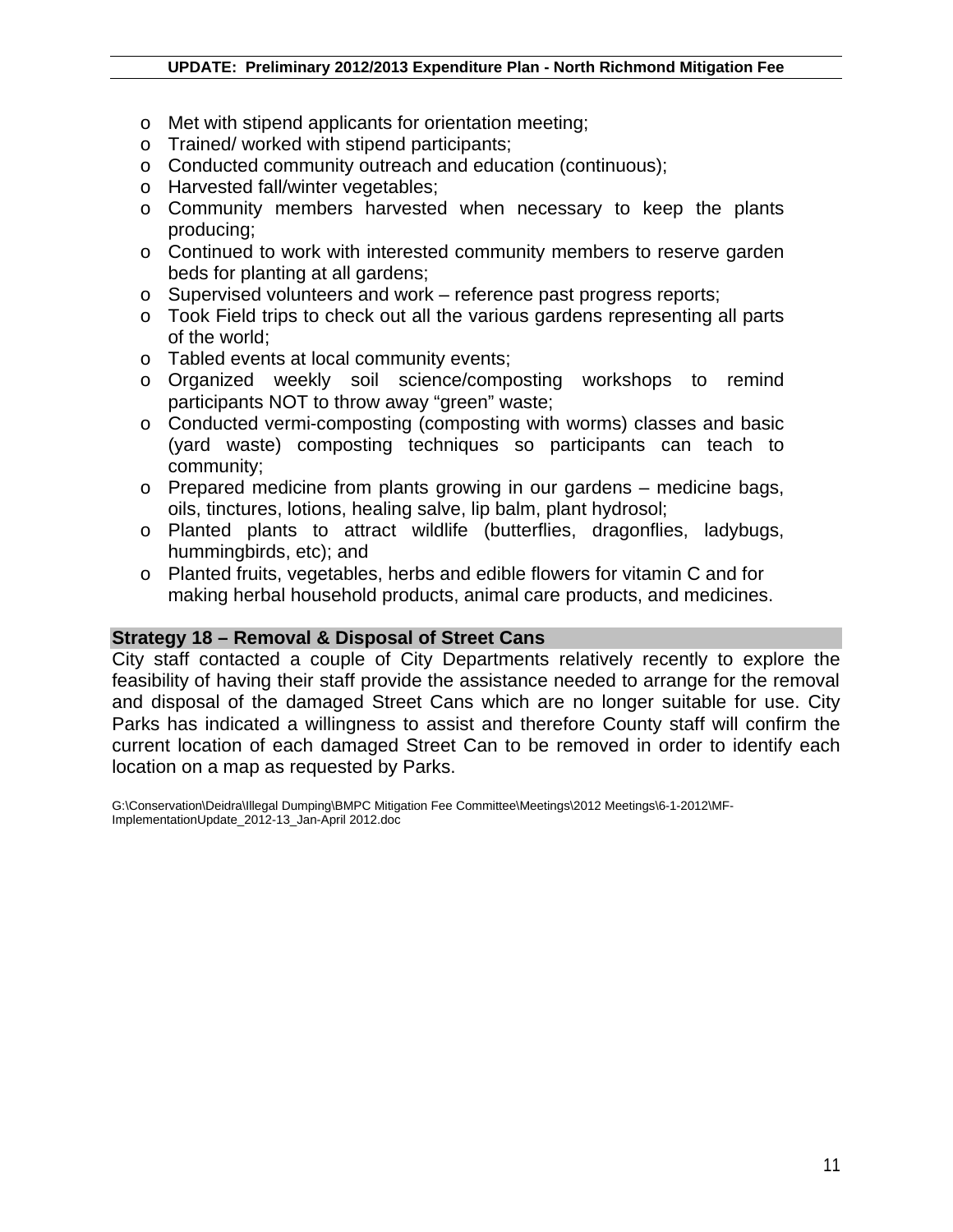- Met with stipend applicants for orientation meeting;
- Trained/ worked with stipend participants;
- Conducted community outreach and education (continuous);
- Harvested fall/winter vegetables;
- Community members harvested when necessary to keep the plants producing;
- Continued to work with interested community members to reserve garden beds for planting at all gardens;
- Supervised volunteers and work – reference past progress reports;
- Took Field trips to check out all the various gardens representing all parts of the world;
- Tabled events at local community events;
- Organized weekly soil science/composting workshops to remind participants NOT to throw away "green" waste;
- Conducted vermi-composting (composting with worms) classes and basic (yard waste) composting techniques so participants can teach to community;
- Prepared medicine from plants growing in our gardens – medicine bags, oils, tinctures, lotions, healing salve, lip balm, plant hydrosol;
- Planted plants to attract wildlife (butterflies, dragonflies, ladybugs, hummingbirds, etc); and
- Planted fruits, vegetables, herbs and edible flowers for vitamin C and for making herbal household products, animal care products, and medicines.

**Strategy 18 – Removal & Disposal of Street Cans**

City staff contacted a couple of City Departments relatively recently to explore the feasibility of having their staff provide the assistance needed to arrange for the removal and disposal of the damaged Street Cans which are no longer suitable for use. City Parks has indicated a willingness to assist and therefore County staff will confirm the current location of each damaged Street Can to be removed in order to identify each location on a map as requested by Parks.

G:\Conservation\Deidra\Illegal Dumping\BMPC Mitigation Fee Committee\Meetings\2012 Meetings\6-1-2012\MF-ImplementationUpdate_2012-13_Jan-April 2012.doc